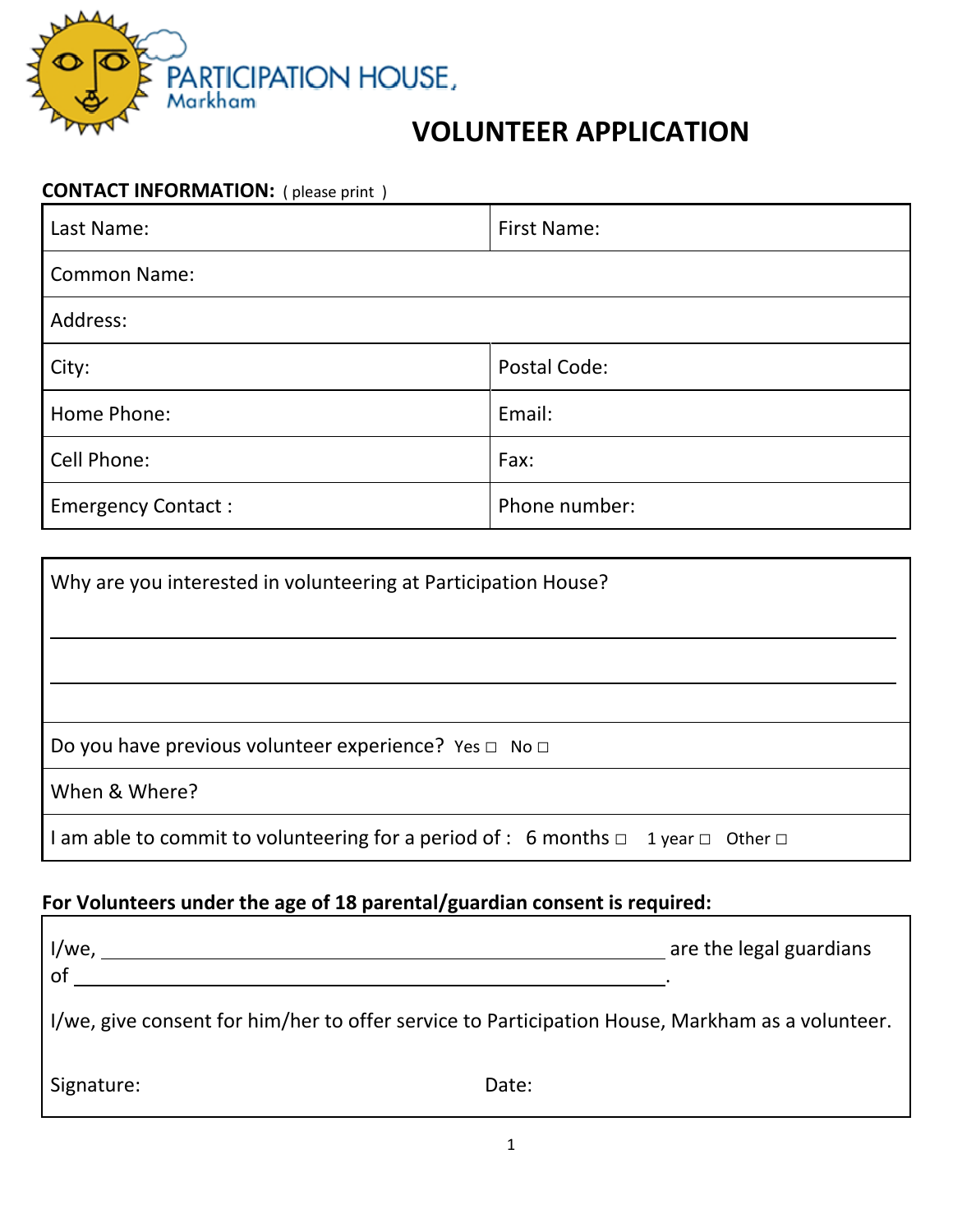PARTICIPATION HOUSE, Markham

# VOLUNTEER APPLICATION

**CONTACT INFORMATION:** ( please print )

| Last Name: | First Name: |
|---|---|
| Common Name: | |
| Address: | |
| City: | Postal Code: |
| Home Phone: | Email: |
| Cell Phone: | Fax: |
| Emergency Contact : | Phone number: |

Why are you interested in volunteering at Participation House?

______________________________________________________________________

______________________________________________________________________

Do you have previous volunteer experience? Yes □ No □

When & Where?

I am able to commit to volunteering for a period of : 6 months □ 1 year □ Other □

**For Volunteers under the age of 18 parental/guardian consent is required:**

I/we, ______________________________________________ are the legal guardians of ______________________________________________.

I/we, give consent for him/her to offer service to Participation House, Markham as a volunteer.

Signature: Date: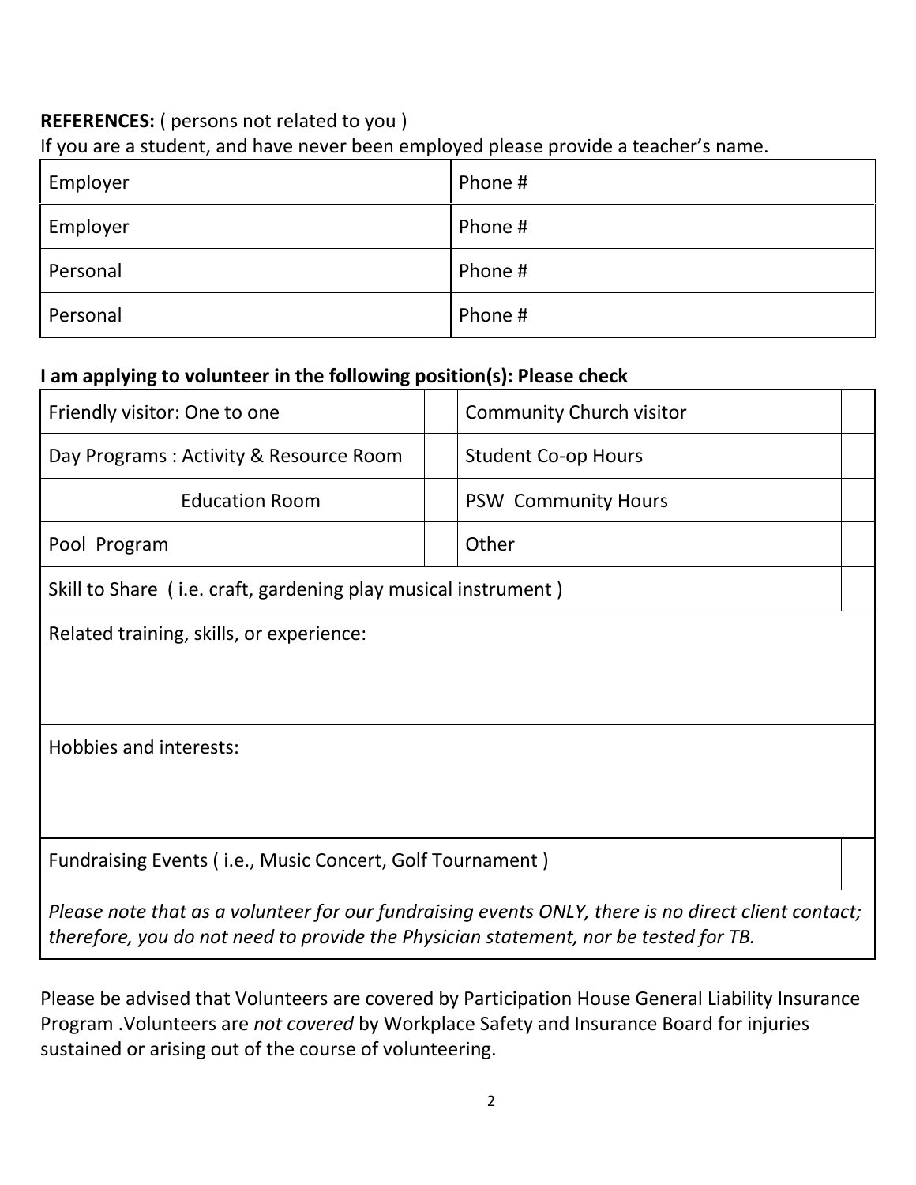**REFERENCES:** ( persons not related to you )

If you are a student, and have never been employed please provide a teacher's name.

| | |
|---|---|
| Employer | Phone # |
| Employer | Phone # |
| Personal | Phone # |
| Personal | Phone # |

**I am applying to volunteer in the following position(s): Please check**

| | | | |
|---|---|---|---|
| Friendly visitor: One to one | | Community Church visitor | |
| Day Programs : Activity & Resource Room | | Student Co-op Hours | |
| Education Room | | PSW Community Hours | |
| Pool Program | | Other | |
| Skill to Share ( i.e. craft, gardening play musical instrument ) | | | |
| Related training, skills, or experience: | | | |
| Hobbies and interests: | | | |
| Fundraising Events ( i.e., Music Concert, Golf Tournament ) | | | |

*Please note that as a volunteer for our fundraising events ONLY, there is no direct client contact; therefore, you do not need to provide the Physician statement, nor be tested for TB.*

Please be advised that Volunteers are covered by Participation House General Liability Insurance Program .Volunteers are *not covered* by Workplace Safety and Insurance Board for injuries sustained or arising out of the course of volunteering.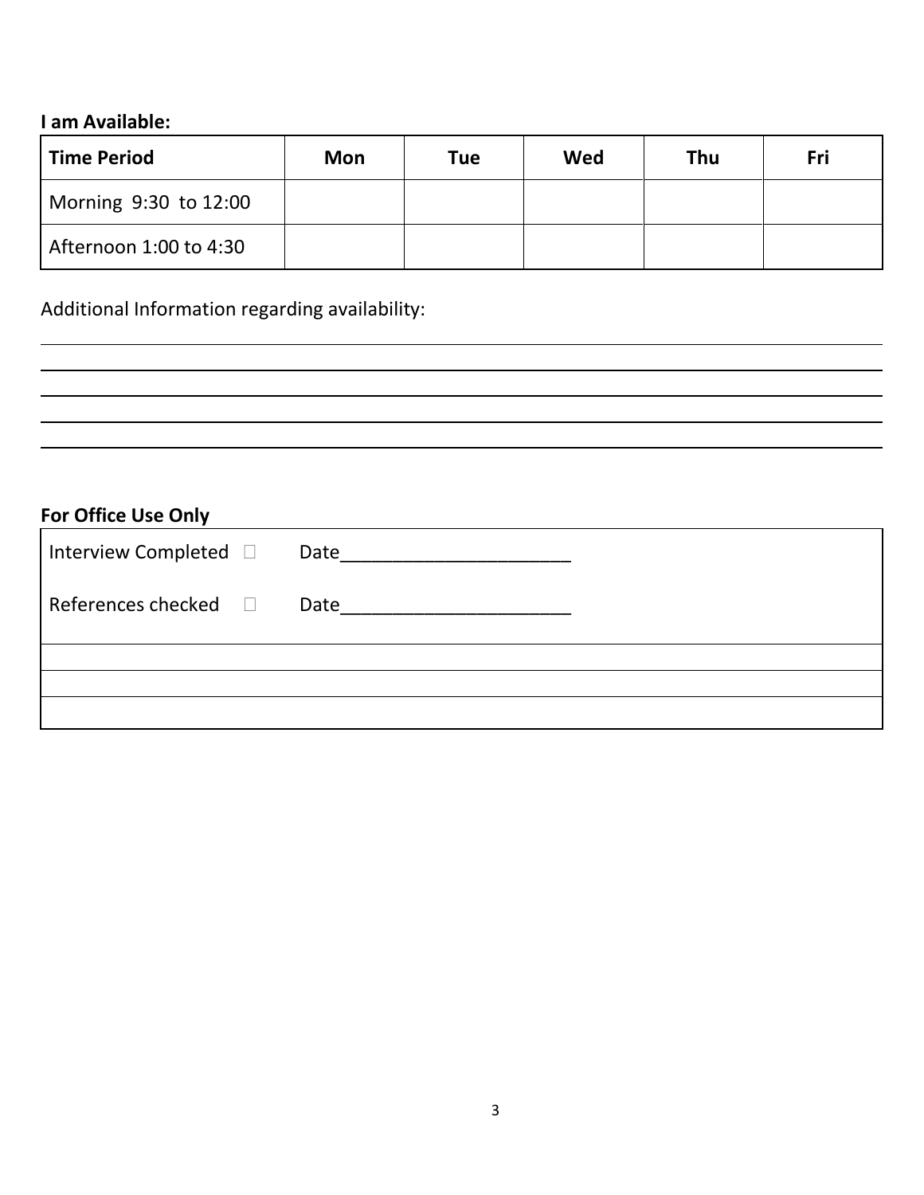**I am Available:**

| Time Period | Mon | Tue | Wed | Thu | Fri |
|---|---|---|---|---|---|
| Morning 9:30 to 12:00 | | | | | |
| Afternoon 1:00 to 4:30 | | | | | |

Additional Information regarding availability:

______________________________________________________________________________

______________________________________________________________________________

______________________________________________________________________________

______________________________________________________________________________

______________________________________________________________________________

**For Office Use Only**

Interview Completed ☐ Date______________________

References checked ☐ Date______________________

______________________________________________________________________________

______________________________________________________________________________

______________________________________________________________________________